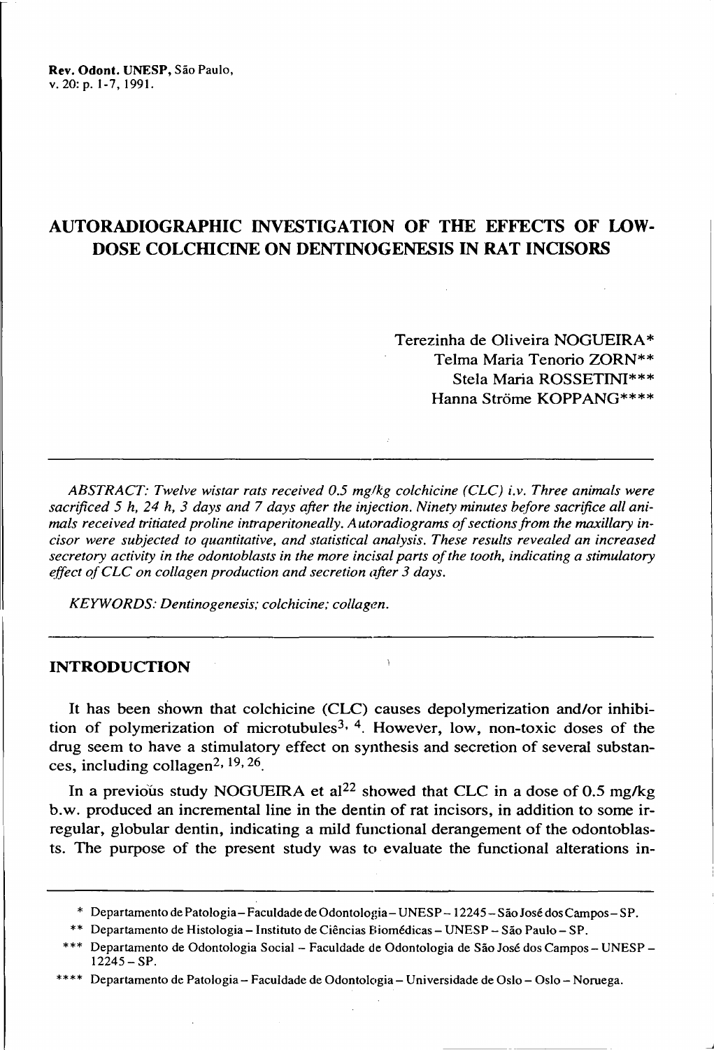# AUTORADIOGRAPHIC INVESTIGATION OF THE EFFECTS OF LOW-DOSE COLCHICINE ON DENTINOGENESIS IN RAT INCISORS

Terezinha de Oliveira NOGUEIRA*
Telma Maria Tenorio ZORN**
Stela Maria ROSSETINI***
Hanna Ströme KOPPANG****

---

*ABSTRACT: Twelve wistar rats received 0.5 mg/kg colchicine (CLC) i.v. Three animals were sacrificed 5 h, 24 h, 3 days and 7 days after the injection. Ninety minutes before sacrifice all animals received tritiated proline intraperitoneally. Autoradiograms of sections from the maxillary incisor were subjected to quantitative, and statistical analysis. These results revealed an increased secretory activity in the odontoblasts in the more incisal parts of the tooth, indicating a stimulatory effect of CLC on collagen production and secretion after 3 days.*

*KEYWORDS: Dentinogenesis; colchicine; collagen.*

---

## INTRODUCTION

It has been shown that colchicine (CLC) causes depolymerization and/or inhibition of polymerization of microtubules[3, 4]. However, low, non-toxic doses of the drug seem to have a stimulatory effect on synthesis and secretion of several substances, including collagen[2, 19, 26].

In a previous study NOGUEIRA et al[22] showed that CLC in a dose of 0.5 mg/kg b.w. produced an incremental line in the dentin of rat incisors, in addition to some irregular, globular dentin, indicating a mild functional derangement of the odontoblasts. The purpose of the present study was to evaluate the functional alterations in-

---

\* Departamento de Patologia – Faculdade de Odontologia – UNESP – 12245 – São José dos Campos – SP.

\*\* Departamento de Histologia – Instituto de Ciências Biomédicas – UNESP – São Paulo – SP.

\*\*\* Departamento de Odontologia Social – Faculdade de Odontologia de São José dos Campos – UNESP – 12245 – SP.

\*\*\*\* Departamento de Patologia – Faculdade de Odontologia – Universidade de Oslo – Oslo – Noruega.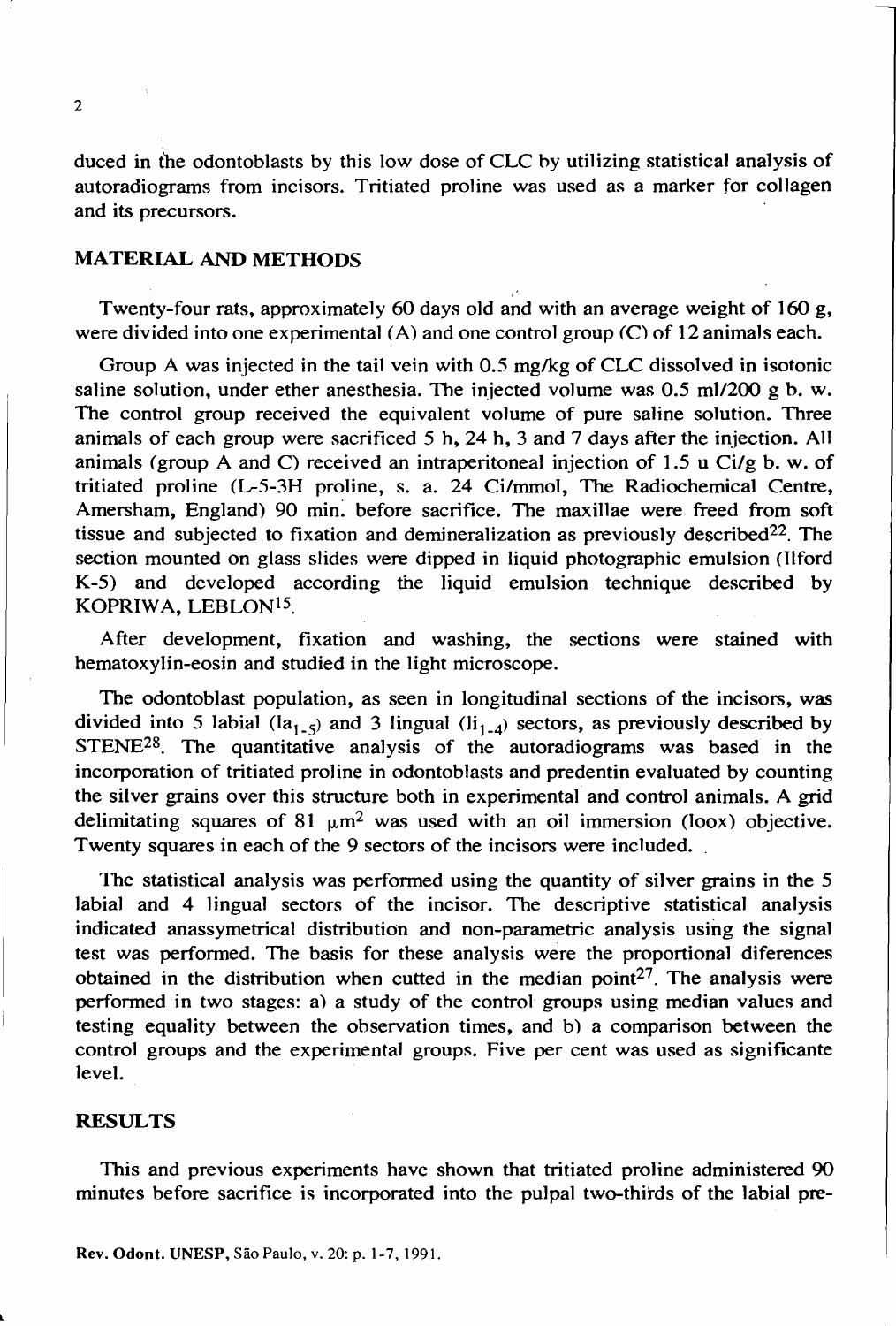duced in the odontoblasts by this low dose of CLC by utilizing statistical analysis of autoradiograms from incisors. Tritiated proline was used as a marker for collagen and its precursors.

## MATERIAL AND METHODS

Twenty-four rats, approximately 60 days old and with an average weight of 160 g, were divided into one experimental (A) and one control group (C) of 12 animals each.

Group A was injected in the tail vein with 0.5 mg/kg of CLC dissolved in isotonic saline solution, under ether anesthesia. The injected volume was 0.5 ml/200 g b. w. The control group received the equivalent volume of pure saline solution. Three animals of each group were sacrificed 5 h, 24 h, 3 and 7 days after the injection. All animals (group A and C) received an intraperitoneal injection of 1.5 u Ci/g b. w. of tritiated proline (L-5-3H proline, s. a. 24 Ci/mmol, The Radiochemical Centre, Amersham, England) 90 min. before sacrifice. The maxillae were freed from soft tissue and subjected to fixation and demineralization as previously described[22]. The section mounted on glass slides were dipped in liquid photographic emulsion (Ilford K-5) and developed according the liquid emulsion technique described by KOPRIWA, LEBLON[15].

After development, fixation and washing, the sections were stained with hematoxylin-eosin and studied in the light microscope.

The odontoblast population, as seen in longitudinal sections of the incisors, was divided into 5 labial ($la_{1-5}$) and 3 lingual ($li_{1-4}$) sectors, as previously described by STENE[28]. The quantitative analysis of the autoradiograms was based in the incorporation of tritiated proline in odontoblasts and predentin evaluated by counting the silver grains over this structure both in experimental and control animals. A grid delimitating squares of 81 $\mu m^2$ was used with an oil immersion (loox) objective. Twenty squares in each of the 9 sectors of the incisors were included.

The statistical analysis was performed using the quantity of silver grains in the 5 labial and 4 lingual sectors of the incisor. The descriptive statistical analysis indicated anassymetrical distribution and non-parametric analysis using the signal test was performed. The basis for these analysis were the proportional diferences obtained in the distribution when cutted in the median point[27]. The analysis were performed in two stages: a) a study of the control groups using median values and testing equality between the observation times, and b) a comparison between the control groups and the experimental groups. Five per cent was used as significante level.

## RESULTS

This and previous experiments have shown that tritiated proline administered 90 minutes before sacrifice is incorporated into the pulpal two-thirds of the labial pre-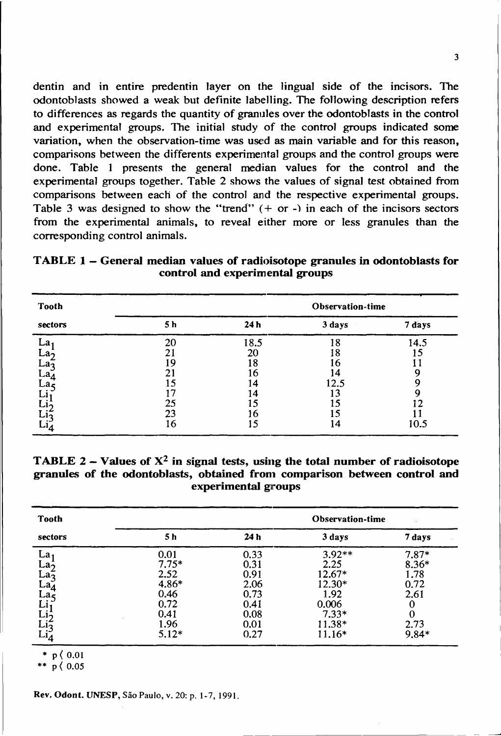dentin and in entire predentin layer on the lingual side of the incisors. The odontoblasts showed a weak but definite labelling. The following description refers to differences as regards the quantity of granules over the odontoblasts in the control and experimental groups. The initial study of the control groups indicated some variation, when the observation-time was used as main variable and for this reason, comparisons between the differents experimental groups and the control groups were done. Table 1 presents the general median values for the control and the experimental groups together. Table 2 shows the values of signal test obtained from comparisons between each of the control and the respective experimental groups. Table 3 was designed to show the "trend" (+ or -) in each of the incisors sectors from the experimental animals, to reveal either more or less granules than the corresponding control animals.

**TABLE 1 – General median values of radioisotope granules in odontoblasts for control and experimental groups**

| Tooth sectors | Observation-time | | | |
|---|---|---|---|---|
| | 5 h | 24 h | 3 days | 7 days |
| $La_1$ | 20 | 18.5 | 18 | 14.5 |
| $La_2$ | 21 | 20 | 18 | 15 |
| $La_3$ | 19 | 18 | 16 | 11 |
| $La_4$ | 21 | 16 | 14 | 9 |
| $La_5$ | 15 | 14 | 12.5 | 9 |
| $Li_1$ | 17 | 14 | 13 | 9 |
| $Li_2$ | 25 | 15 | 15 | 12 |
| $Li_3$ | 23 | 16 | 15 | 11 |
| $Li_4$ | 16 | 15 | 14 | 10.5 |

**TABLE 2 – Values of $X^2$ in signal tests, using the total number of radioisotope granules of the odontoblasts, obtained from comparison between control and experimental groups**

| Tooth sectors | Observation-time | | | |
|---|---|---|---|---|
| | 5 h | 24 h | 3 days | 7 days |
| $La_1$ | 0.01 | 0.33 | 3.92** | 7.87* |
| $La_2$ | 7.75* | 0.31 | 2.25 | 8.36* |
| $La_3$ | 2.52 | 0.91 | 12.67* | 1.78 |
| $La_4$ | 4.86* | 2.06 | 12.30* | 0.72 |
| $La_5$ | 0.46 | 0.73 | 1.92 | 2.61 |
| $Li_1$ | 0.72 | 0.41 | 0.006 | 0 |
| $Li_2$ | 0.41 | 0.08 | 7.33* | 0 |
| $Li_3$ | 1.96 | 0.01 | 11.38* | 2.73 |
| $Li_4$ | 5.12* | 0.27 | 11.16* | 9.84* |

\* $p < 0.01$

\*\* $p < 0.05$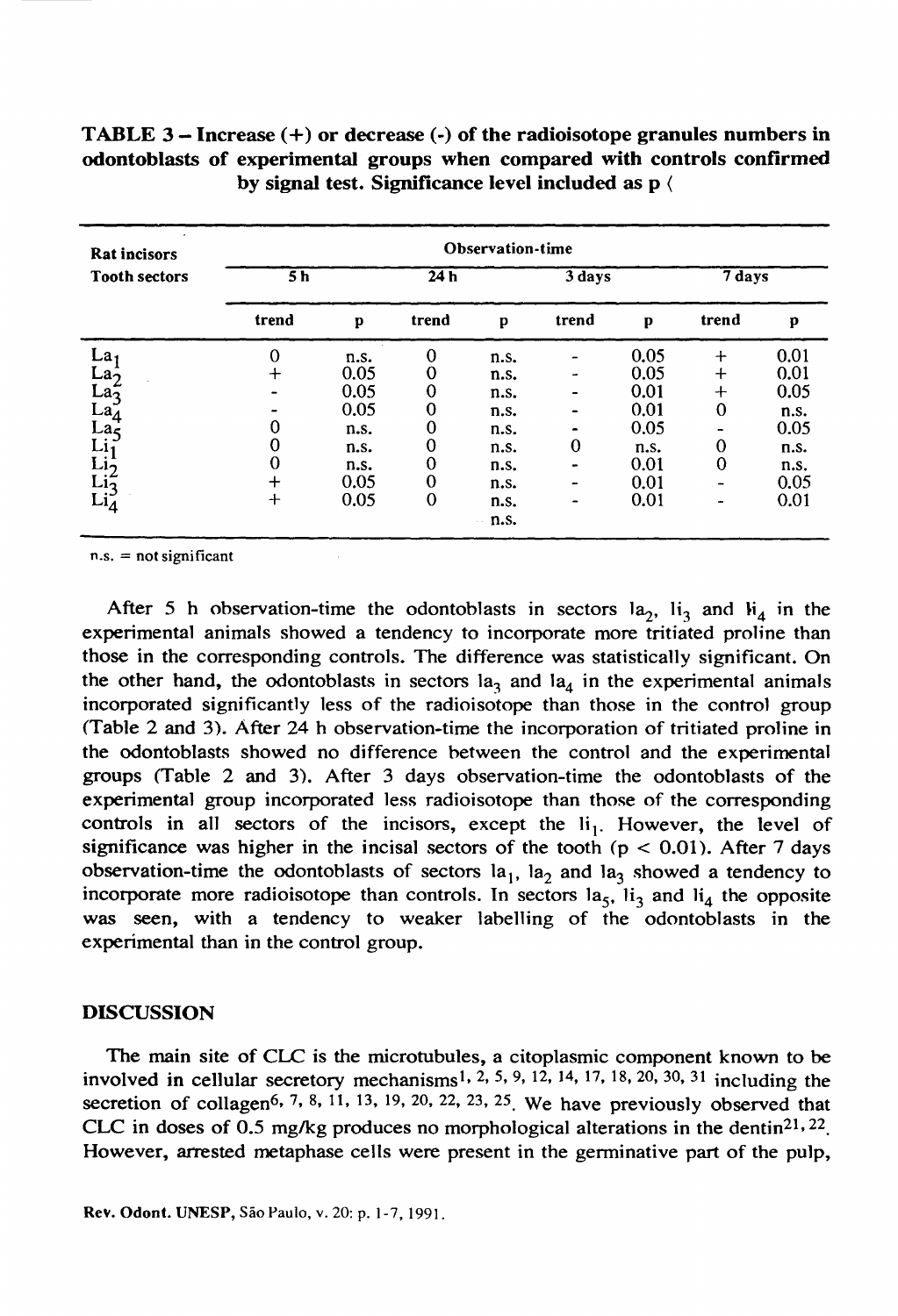**TABLE 3 – Increase (+) or decrease (-) of the radioisotope granules numbers in odontoblasts of experimental groups when compared with controls confirmed by signal test. Significance level included as p ⟨**

| Rat incisors Tooth sectors | Observation-time | | | | | | | |
|---|---|---|---|---|---|---|---|---|
| | 5 h | | 24 h | | 3 days | | 7 days | |
| | trend | p | trend | p | trend | p | trend | p |
| $La_1$ | 0 | n.s. | 0 | n.s. | - | 0.05 | + | 0.01 |
| $La_2$ | + | 0.05 | 0 | n.s. | - | 0.05 | + | 0.01 |
| $La_3$ | - | 0.05 | 0 | n.s. | - | 0.01 | + | 0.05 |
| $La_4$ | - | 0.05 | 0 | n.s. | - | 0.01 | 0 | n.s. |
| $La_5$ | 0 | n.s. | 0 | n.s. | - | 0.05 | - | 0.05 |
| $Li_1$ | 0 | n.s. | 0 | n.s. | 0 | n.s. | 0 | n.s. |
| $Li_2$ | 0 | n.s. | 0 | n.s. | - | 0.01 | 0 | n.s. |
| $Li_3$ | + | 0.05 | 0 | n.s. | - | 0.01 | - | 0.05 |
| $Li_4$ | + | 0.05 | 0 | n.s. | - | 0.01 | - | 0.01 |
| | | | | n.s. | | | | |

n.s. = not significant

After 5 h observation-time the odontoblasts in sectors $la_2$, $li_3$ and $li_4$ in the experimental animals showed a tendency to incorporate more tritiated proline than those in the corresponding controls. The difference was statistically significant. On the other hand, the odontoblasts in sectors $la_3$ and $la_4$ in the experimental animals incorporated significantly less of the radioisotope than those in the control group (Table 2 and 3). After 24 h observation-time the incorporation of tritiated proline in the odontoblasts showed no difference between the control and the experimental groups (Table 2 and 3). After 3 days observation-time the odontoblasts of the experimental group incorporated less radioisotope than those of the corresponding controls in all sectors of the incisors, except the $li_1$. However, the level of significance was higher in the incisal sectors of the tooth ($p < 0.01$). After 7 days observation-time the odontoblasts of sectors $la_1$, $la_2$ and $la_3$ showed a tendency to incorporate more radioisotope than controls. In sectors $la_5$, $li_3$ and $li_4$ the opposite was seen, with a tendency to weaker labelling of the odontoblasts in the experimental than in the control group.

## DISCUSSION

The main site of CLC is the microtubules, a citoplasmic component known to be involved in cellular secretory mechanisms[1, 2, 5, 9, 12, 14, 17, 18, 20, 30, 31] including the secretion of collagen[6, 7, 8, 11, 13, 19, 20, 22, 23, 25]. We have previously observed that CLC in doses of 0.5 mg/kg produces no morphological alterations in the dentin[21, 22]. However, arrested metaphase cells were present in the germinative part of the pulp,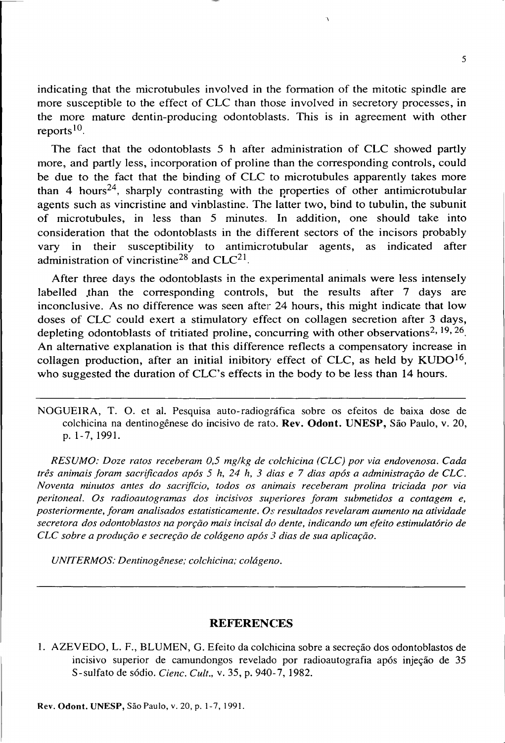indicating that the microtubules involved in the formation of the mitotic spindle are more susceptible to the effect of CLC than those involved in secretory processes, in the more mature dentin-producing odontoblasts. This is in agreement with other reports[10].

The fact that the odontoblasts 5 h after administration of CLC showed partly more, and partly less, incorporation of proline than the corresponding controls, could be due to the fact that the binding of CLC to microtubules apparently takes more than 4 hours[24], sharply contrasting with the properties of other antimicrotubular agents such as vincristine and vinblastine. The latter two, bind to tubulin, the subunit of microtubules, in less than 5 minutes. In addition, one should take into consideration that the odontoblasts in the different sectors of the incisors probably vary in their susceptibility to antimicrotubular agents, as indicated after administration of vincristine[28] and CLC[21].

After three days the odontoblasts in the experimental animals were less intensely labelled than the corresponding controls, but the results after 7 days are inconclusive. As no difference was seen after 24 hours, this might indicate that low doses of CLC could exert a stimulatory effect on collagen secretion after 3 days, depleting odontoblasts of tritiated proline, concurring with other observations[2, 19, 26]. An alternative explanation is that this difference reflects a compensatory increase in collagen production, after an initial inibitory effect of CLC, as held by KUDO[16], who suggested the duration of CLC's effects in the body to be less than 14 hours.

---

NOGUEIRA, T. O. et al. Pesquisa auto-radiográfica sobre os efeitos de baixa dose de colchicina na dentinogênese do incisivo de rato. **Rev. Odont. UNESP,** São Paulo, v. 20, p. 1-7, 1991.

*RESUMO: Doze ratos receberam 0,5 mg/kg de colchicina (CLC) por via endovenosa. Cada três animais foram sacrificados após 5 h, 24 h, 3 dias e 7 dias após a administração de CLC. Noventa minutos antes do sacrifício, todos os animais receberam prolina triciada por via peritoneal. Os radioautogramas dos incisivos superiores foram submetidos a contagem e, posteriormente, foram analisados estatisticamente. Os resultados revelaram aumento na atividade secretora dos odontoblastos na porção mais incisal do dente, indicando um efeito estimulatório de CLC sobre a produção e secreção de colágeno após 3 dias de sua aplicação.*

*UNITERMOS: Dentinogênese; colchicina; colágeno.*

---

## REFERENCES

1. AZEVEDO, L. F., BLUMEN, G. Efeito da colchicina sobre a secreção dos odontoblastos de incisivo superior de camundongos revelado por radioautografia após injeção de 35 S-sulfato de sódio. *Cienc. Cult.,* v. 35, p. 940-7, 1982.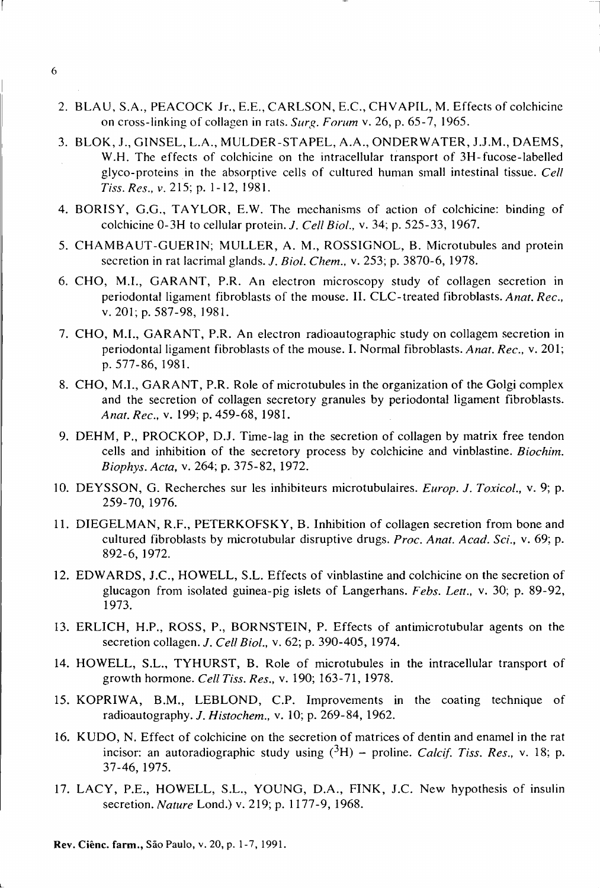2. BLAU, S.A., PEACOCK Jr., E.E., CARLSON, E.C., CHVAPIL, M. Effects of colchicine on cross-linking of collagen in rats. *Surg. Forum* v. 26, p. 65-7, 1965.

3. BLOK, J., GINSEL, L.A., MULDER-STAPEL, A.A., ONDERWATER, J.J.M., DAEMS, W.H. The effects of colchicine on the intracellular transport of 3H-fucose-labelled glyco-proteins in the absorptive cells of cultured human small intestinal tissue. *Cell Tiss. Res., v.* 215; p. 1-12, 1981.

4. BORISY, G.G., TAYLOR, E.W. The mechanisms of action of colchicine: binding of colchicine 0-3H to cellular protein. *J. Cell Biol.,* v. 34; p. 525-33, 1967.

5. CHAMBAUT-GUERIN; MULLER, A. M., ROSSIGNOL, B. Microtubules and protein secretion in rat lacrimal glands. *J. Biol. Chem.,* v. 253; p. 3870-6, 1978.

6. CHO, M.I., GARANT, P.R. An electron microscopy study of collagen secretion in periodontal ligament fibroblasts of the mouse. II. CLC-treated fibroblasts. *Anat. Rec.,* v. 201; p. 587-98, 1981.

7. CHO, M.I., GARANT, P.R. An electron radioautographic study on collagem secretion in periodontal ligament fibroblasts of the mouse. I. Normal fibroblasts. *Anat. Rec.,* v. 201; p. 577-86, 1981.

8. CHO, M.I., GARANT, P.R. Role of microtubules in the organization of the Golgi complex and the secretion of collagen secretory granules by periodontal ligament fibroblasts. *Anat. Rec.,* v. 199; p. 459-68, 1981.

9. DEHM, P., PROCKOP, D.J. Time-lag in the secretion of collagen by matrix free tendon cells and inhibition of the secretory process by colchicine and vinblastine. *Biochim. Biophys. Acta,* v. 264; p. 375-82, 1972.

10. DEYSSON, G. Recherches sur les inhibiteurs microtubulaires. *Europ. J. Toxicol.,* v. 9; p. 259-70, 1976.

11. DIEGELMAN, R.F., PETERKOFSKY, B. Inhibition of collagen secretion from bone and cultured fibroblasts by microtubular disruptive drugs. *Proc. Anat. Acad. Sci.,* v. 69; p. 892-6, 1972.

12. EDWARDS, J.C., HOWELL, S.L. Effects of vinblastine and colchicine on the secretion of glucagon from isolated guinea-pig islets of Langerhans. *Febs. Lett.,* v. 30; p. 89-92, 1973.

13. ERLICH, H.P., ROSS, P., BORNSTEIN, P. Effects of antimicrotubular agents on the secretion collagen. *J. Cell Biol.,* v. 62; p. 390-405, 1974.

14. HOWELL, S.L., TYHURST, B. Role of microtubules in the intracellular transport of growth hormone. *Cell Tiss. Res.,* v. 190; 163-71, 1978.

15. KOPRIWA, B.M., LEBLOND, C.P. Improvements in the coating technique of radioautography. *J. Histochem.,* v. 10; p. 269-84, 1962.

16. KUDO, N. Effect of colchicine on the secretion of matrices of dentin and enamel in the rat incisor: an autoradiographic study using ($^3$H) – proline. *Calcif. Tiss. Res.,* v. 18; p. 37-46, 1975.

17. LACY, P.E., HOWELL, S.L., YOUNG, D.A., FINK, J.C. New hypothesis of insulin secretion. *Nature* Lond.) v. 219; p. 1177-9, 1968.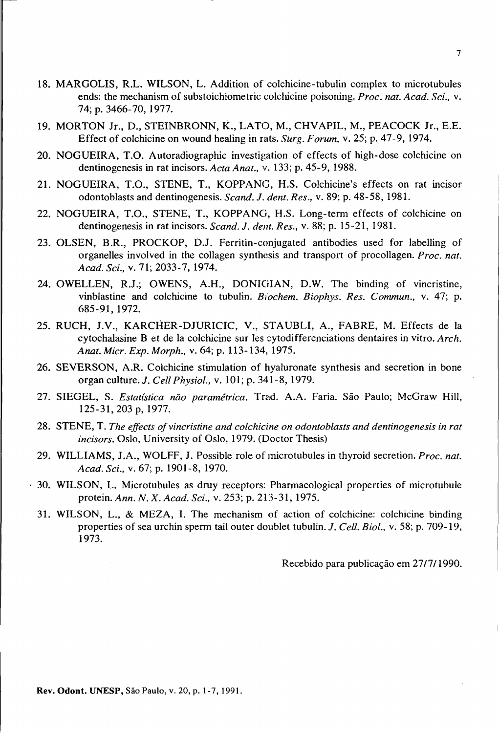18. MARGOLIS, R.L. WILSON, L. Addition of colchicine-tubulin complex to microtubules ends: the mechanism of substoichiometric colchicine poisoning. *Proc. nat. Acad. Sci.*, v. 74; p. 3466-70, 1977.

19. MORTON Jr., D., STEINBRONN, K., LATO, M., CHVAPIL, M., PEACOCK Jr., E.E. Effect of colchicine on wound healing in rats. *Surg. Forum*, v. 25; p. 47-9, 1974.

20. NOGUEIRA, T.O. Autoradiographic investigation of effects of high-dose colchicine on dentinogenesis in rat incisors. *Acta Anat.*, v. 133; p. 45-9, 1988.

21. NOGUEIRA, T.O., STENE, T., KOPPANG, H.S. Colchicine's effects on rat incisor odontoblasts and dentinogenesis. *Scand. J. dent. Res.*, v. 89; p. 48-58, 1981.

22. NOGUEIRA, T.O., STENE, T., KOPPANG, H.S. Long-term effects of colchicine on dentinogenesis in rat incisors. *Scand. J. dent. Res.*, v. 88; p. 15-21, 1981.

23. OLSEN, B.R., PROCKOP, D.J. Ferritin-conjugated antibodies used for labelling of organelles involved in the collagen synthesis and transport of procollagen. *Proc. nat. Acad. Sci.*, v. 71; 2033-7, 1974.

24. OWELLEN, R.J.; OWENS, A.H., DONIGIAN, D.W. The binding of vincristine, vinblastine and colchicine to tubulin. *Biochem. Biophys. Res. Commun.*, v. 47; p. 685-91, 1972.

25. RUCH, J.V., KARCHER-DJURICIC, V., STAUBLI, A., FABRE, M. Effects de la cytochalasine B et de la colchicine sur les cytodifferenciations dentaires in vitro. *Arch. Anat. Micr. Exp. Morph.*, v. 64; p. 113-134, 1975.

26. SEVERSON, A.R. Colchicine stimulation of hyaluronate synthesis and secretion in bone organ culture. *J. Cell Physiol.*, v. 101; p. 341-8, 1979.

27. SIEGEL, S. *Estatística não paramétrica*. Trad. A.A. Faria. São Paulo; McGraw Hill, 125-31, 203 p, 1977.

28. STENE, T. *The effects of vincristine and colchicine on odontoblasts and dentinogenesis in rat incisors*. Oslo, University of Oslo, 1979. (Doctor Thesis)

29. WILLIAMS, J.A., WOLFF, J. Possible role of microtubules in thyroid secretion. *Proc. nat. Acad. Sci.*, v. 67; p. 1901-8, 1970.

30. WILSON, L. Microtubules as druy receptors: Pharmacological properties of microtubule protein. *Ann. N. X. Acad. Sci.*, v. 253; p. 213-31, 1975.

31. WILSON, L., & MEZA, I. The mechanism of action of colchicine: colchicine binding properties of sea urchin sperm tail outer doublet tubulin. *J. Cell. Biol.*, v. 58; p. 709-19, 1973.

Recebido para publicação em 27/7/1990.